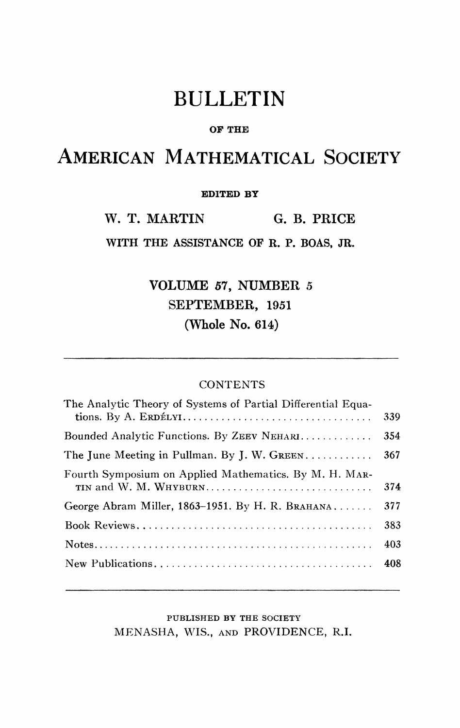# BULLETIN

OF THE

# AMERICAN MATHEMATICAL SOCIETY

EDITED BY

W. T. MARTIN G. B. PRICE

WITH THE ASSISTANCE OF R. P. BOAS, JR.

VOLUME 57, NUMBER 5

SEPTEMBER, 1951

(Whole No. 614)

---

CONTENTS

| | |
|---|---|
| The Analytic Theory of Systems of Partial Differential Equations. By A. ERDÉLYI | 339 |
| Bounded Analytic Functions. By ZEEV NEHARI | 354 |
| The June Meeting in Pullman. By J. W. GREEN | 367 |
| Fourth Symposium on Applied Mathematics. By M. H. MARTIN and W. M. WHYBURN | 374 |
| George Abram Miller, 1863–1951. By H. R. BRAHANA | 377 |
| Book Reviews | 383 |
| Notes | 403 |
| New Publications | 408 |

---

PUBLISHED BY THE SOCIETY

MENASHA, WIS., AND PROVIDENCE, R.I.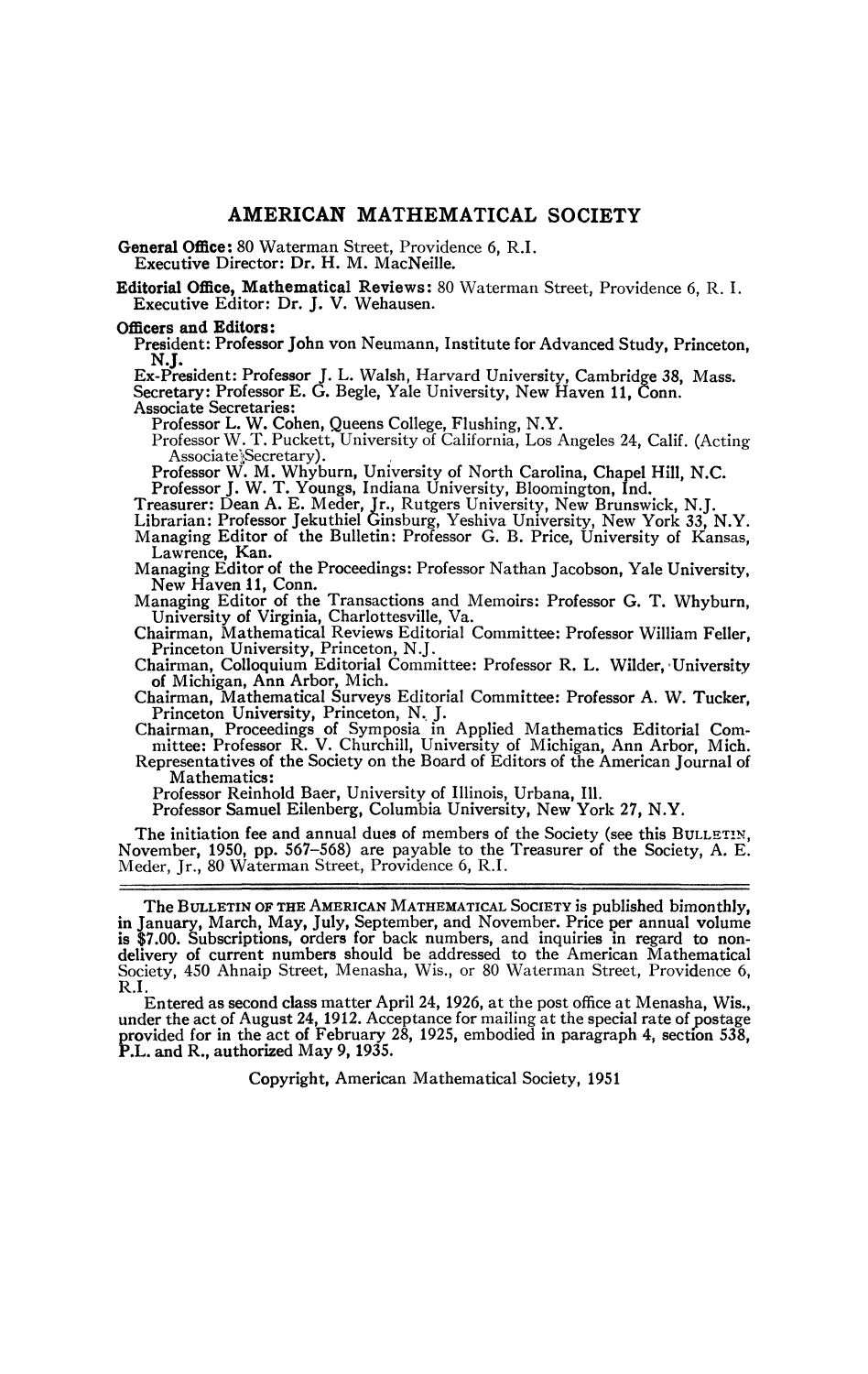# AMERICAN MATHEMATICAL SOCIETY

**General Office:** 80 Waterman Street, Providence 6, R.I.
Executive Director: Dr. H. M. MacNeille.

**Editorial Office, Mathematical Reviews:** 80 Waterman Street, Providence 6, R. I.
Executive Editor: Dr. J. V. Wehausen.

**Officers and Editors:**

President: Professor John von Neumann, Institute for Advanced Study, Princeton, N.J.
Ex-President: Professor J. L. Walsh, Harvard University, Cambridge 38, Mass.
Secretary: Professor E. G. Begle, Yale University, New Haven 11, Conn.
Associate Secretaries:
Professor L. W. Cohen, Queens College, Flushing, N.Y.
Professor W. T. Puckett, University of California, Los Angeles 24, Calif. (Acting Associate Secretary).
Professor W. M. Whyburn, University of North Carolina, Chapel Hill, N.C.
Professor J. W. T. Youngs, Indiana University, Bloomington, Ind.
Treasurer: Dean A. E. Meder, Jr., Rutgers University, New Brunswick, N.J.
Librarian: Professor Jekuthiel Ginsburg, Yeshiva University, New York 33, N.Y.
Managing Editor of the Bulletin: Professor G. B. Price, University of Kansas, Lawrence, Kan.
Managing Editor of the Proceedings: Professor Nathan Jacobson, Yale University, New Haven 11, Conn.
Managing Editor of the Transactions and Memoirs: Professor G. T. Whyburn, University of Virginia, Charlottesville, Va.
Chairman, Mathematical Reviews Editorial Committee: Professor William Feller, Princeton University, Princeton, N.J.
Chairman, Colloquium Editorial Committee: Professor R. L. Wilder, University of Michigan, Ann Arbor, Mich.
Chairman, Mathematical Surveys Editorial Committee: Professor A. W. Tucker, Princeton University, Princeton, N. J.
Chairman, Proceedings of Symposia in Applied Mathematics Editorial Committee: Professor R. V. Churchill, University of Michigan, Ann Arbor, Mich.
Representatives of the Society on the Board of Editors of the American Journal of Mathematics:
Professor Reinhold Baer, University of Illinois, Urbana, Ill.
Professor Samuel Eilenberg, Columbia University, New York 27, N.Y.

The initiation fee and annual dues of members of the Society (see this BULLETIN, November, 1950, pp. 567–568) are payable to the Treasurer of the Society, A. E. Meder, Jr., 80 Waterman Street, Providence 6, R.I.

---

The BULLETIN OF THE AMERICAN MATHEMATICAL SOCIETY is published bimonthly, in January, March, May, July, September, and November. Price per annual volume is $7.00. Subscriptions, orders for back numbers, and inquiries in regard to nondelivery of current numbers should be addressed to the American Mathematical Society, 450 Ahnaip Street, Menasha, Wis., or 80 Waterman Street, Providence 6, R.I.

Entered as second class matter April 24, 1926, at the post office at Menasha, Wis., under the act of August 24, 1912. Acceptance for mailing at the special rate of postage provided for in the act of February 28, 1925, embodied in paragraph 4, section 538, P.L. and R., authorized May 9, 1935.

Copyright, American Mathematical Society, 1951